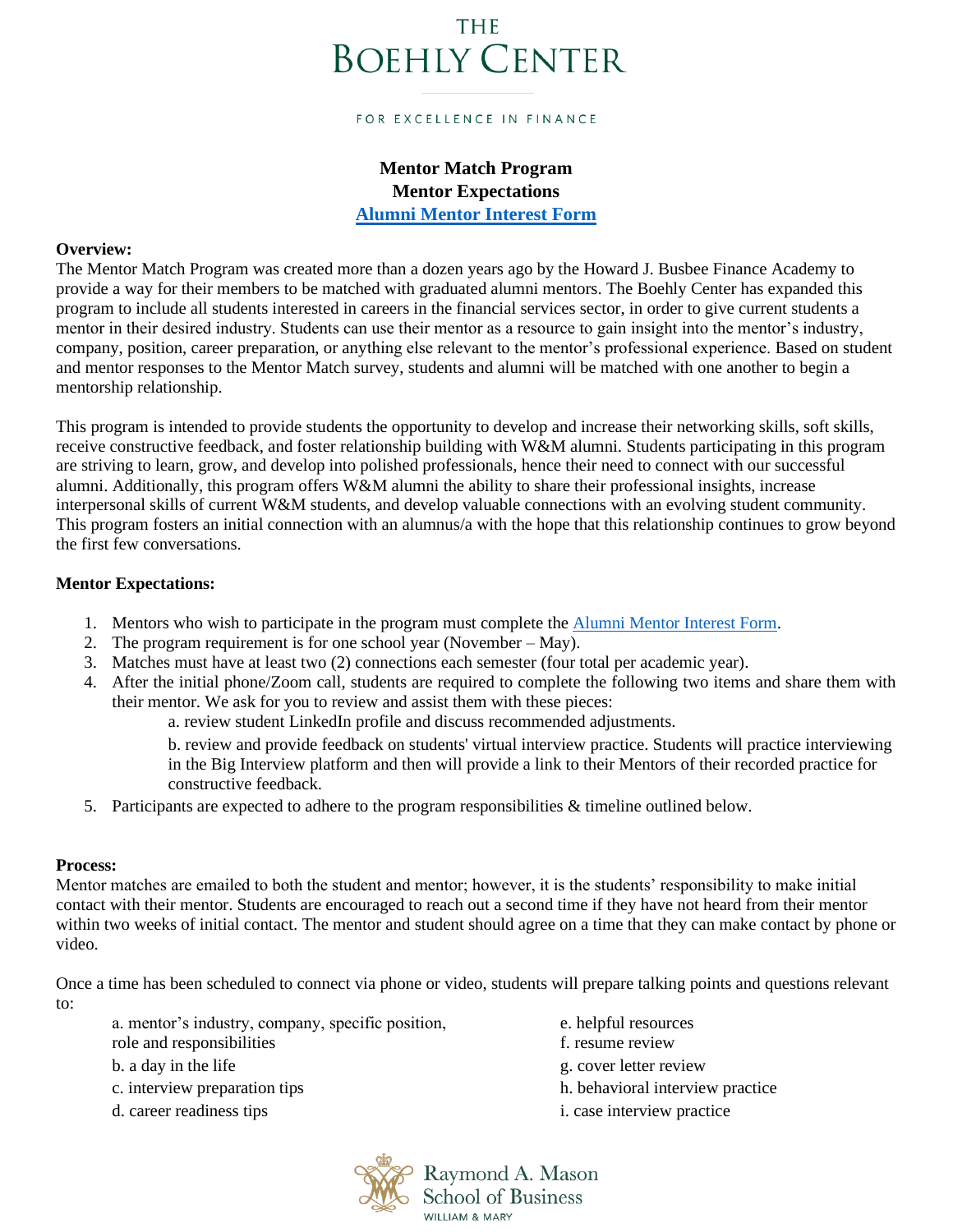# THE BOEHLY CENTER

FOR EXCELLENCE IN FINANCE

## Mentor Match Program
## Mentor Expectations
## [Alumni Mentor Interest Form]

**Overview:**

The Mentor Match Program was created more than a dozen years ago by the Howard J. Busbee Finance Academy to provide a way for their members to be matched with graduated alumni mentors. The Boehly Center has expanded this program to include all students interested in careers in the financial services sector, in order to give current students a mentor in their desired industry. Students can use their mentor as a resource to gain insight into the mentor's industry, company, position, career preparation, or anything else relevant to the mentor's professional experience. Based on student and mentor responses to the Mentor Match survey, students and alumni will be matched with one another to begin a mentorship relationship.

This program is intended to provide students the opportunity to develop and increase their networking skills, soft skills, receive constructive feedback, and foster relationship building with W&M alumni. Students participating in this program are striving to learn, grow, and develop into polished professionals, hence their need to connect with our successful alumni. Additionally, this program offers W&M alumni the ability to share their professional insights, increase interpersonal skills of current W&M students, and develop valuable connections with an evolving student community. This program fosters an initial connection with an alumnus/a with the hope that this relationship continues to grow beyond the first few conversations.

**Mentor Expectations:**

1. Mentors who wish to participate in the program must complete the [Alumni Mentor Interest Form].
2. The program requirement is for one school year (November – May).
3. Matches must have at least two (2) connections each semester (four total per academic year).
4. After the initial phone/Zoom call, students are required to complete the following two items and share them with their mentor. We ask for you to review and assist them with these pieces:
   a. review student LinkedIn profile and discuss recommended adjustments.
   b. review and provide feedback on students' virtual interview practice. Students will practice interviewing in the Big Interview platform and then will provide a link to their Mentors of their recorded practice for constructive feedback.
5. Participants are expected to adhere to the program responsibilities & timeline outlined below.

**Process:**

Mentor matches are emailed to both the student and mentor; however, it is the students' responsibility to make initial contact with their mentor. Students are encouraged to reach out a second time if they have not heard from their mentor within two weeks of initial contact. The mentor and student should agree on a time that they can make contact by phone or video.

Once a time has been scheduled to connect via phone or video, students will prepare talking points and questions relevant to:

a. mentor's industry, company, specific position, role and responsibilities
b. a day in the life
c. interview preparation tips
d. career readiness tips
e. helpful resources
f. resume review
g. cover letter review
h. behavioral interview practice
i. case interview practice

Raymond A. Mason School of Business
WILLIAM & MARY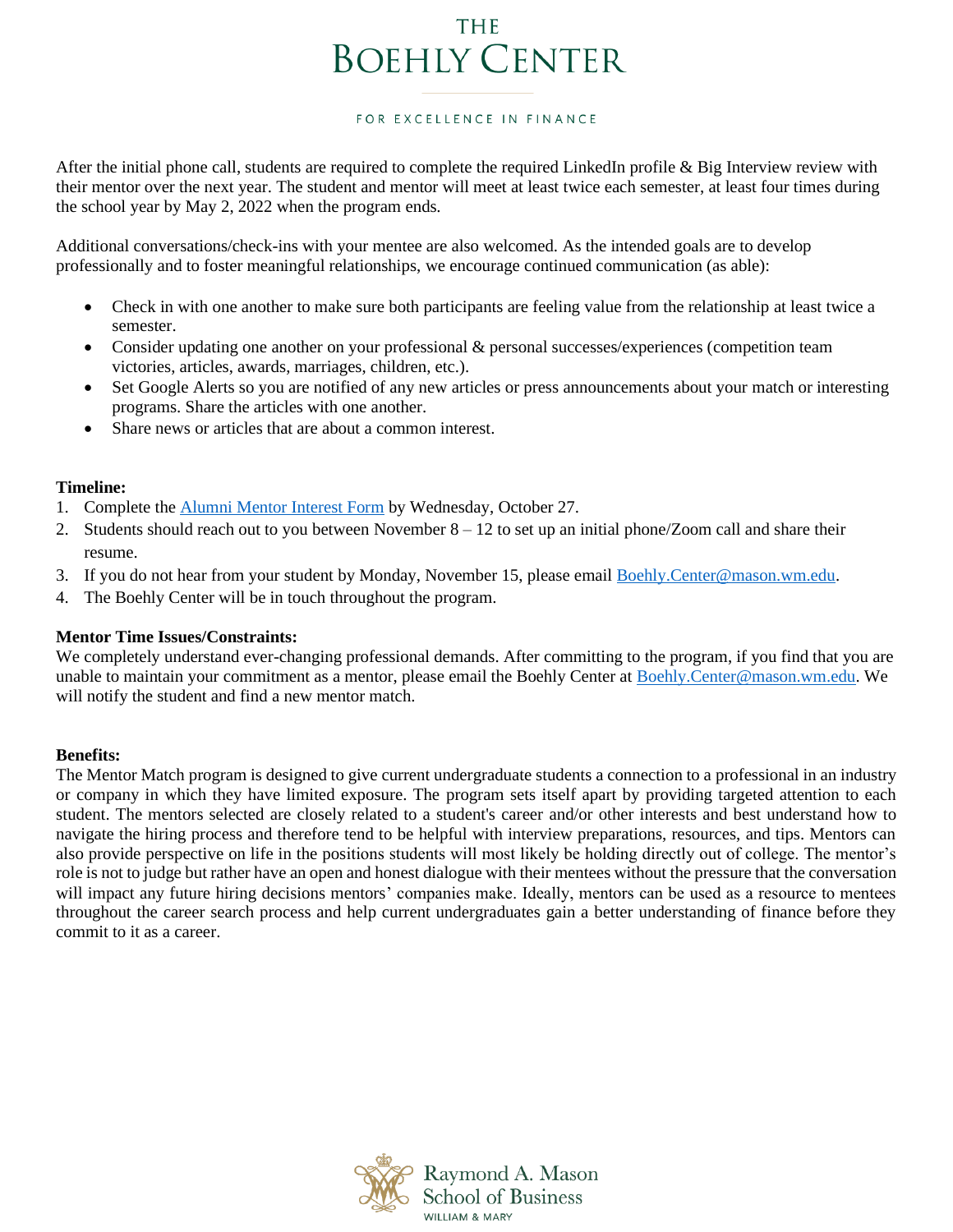After the initial phone call, students are required to complete the required LinkedIn profile & Big Interview review with their mentor over the next year. The student and mentor will meet at least twice each semester, at least four times during the school year by May 2, 2022 when the program ends.

Additional conversations/check-ins with your mentee are also welcomed. As the intended goals are to develop professionally and to foster meaningful relationships, we encourage continued communication (as able):

- Check in with one another to make sure both participants are feeling value from the relationship at least twice a semester.
- Consider updating one another on your professional & personal successes/experiences (competition team victories, articles, awards, marriages, children, etc.).
- Set Google Alerts so you are notified of any new articles or press announcements about your match or interesting programs. Share the articles with one another.
- Share news or articles that are about a common interest.

**Timeline:**

1. Complete the Alumni Mentor Interest Form by Wednesday, October 27.
2. Students should reach out to you between November 8 – 12 to set up an initial phone/Zoom call and share their resume.
3. If you do not hear from your student by Monday, November 15, please email Boehly.Center@mason.wm.edu.
4. The Boehly Center will be in touch throughout the program.

**Mentor Time Issues/Constraints:**

We completely understand ever-changing professional demands. After committing to the program, if you find that you are unable to maintain your commitment as a mentor, please email the Boehly Center at Boehly.Center@mason.wm.edu. We will notify the student and find a new mentor match.

**Benefits:**

The Mentor Match program is designed to give current undergraduate students a connection to a professional in an industry or company in which they have limited exposure. The program sets itself apart by providing targeted attention to each student. The mentors selected are closely related to a student's career and/or other interests and best understand how to navigate the hiring process and therefore tend to be helpful with interview preparations, resources, and tips. Mentors can also provide perspective on life in the positions students will most likely be holding directly out of college. The mentor's role is not to judge but rather have an open and honest dialogue with their mentees without the pressure that the conversation will impact any future hiring decisions mentors' companies make. Ideally, mentors can be used as a resource to mentees throughout the career search process and help current undergraduates gain a better understanding of finance before they commit to it as a career.